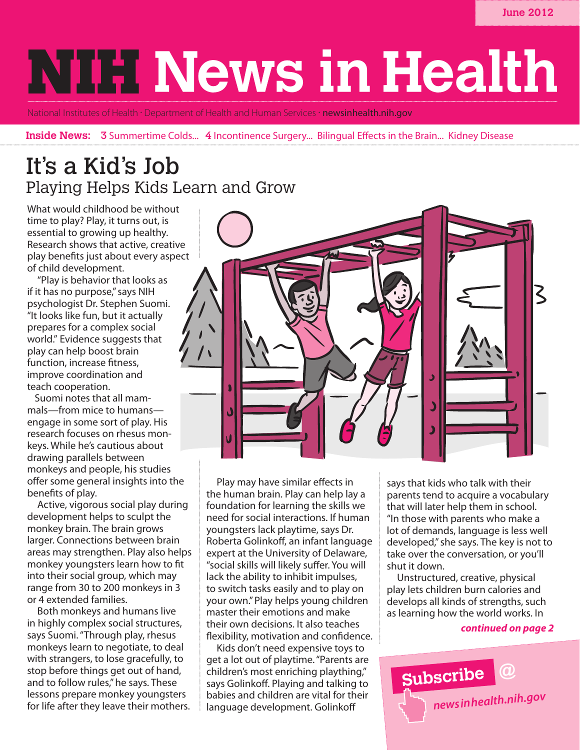June 2012

# NIH News in Health

National Institutes of Health · Department of Health and Human Services · newsinhealth.nih.gov

**Inside News:** 3 Summertime Colds... 4 Incontinence Surgery... Bilingual Effects in the Brain... Kidney Disease

## It's a Kid's Job

### Playing Helps Kids Learn and Grow

What would childhood be without time to play? Play, it turns out, is essential to growing up healthy. Research shows that active, creative play benefits just about every aspect of child development.

"Play is behavior that looks as if it has no purpose," says NIH psychologist Dr. Stephen Suomi. "It looks like fun, but it actually prepares for a complex social world." Evidence suggests that play can help boost brain function, increase fitness, improve coordination and teach cooperation.

Suomi notes that all mammals—from mice to humans—engage in some sort of play. His research focuses on rhesus monkeys. While he's cautious about drawing parallels between monkeys and people, his studies offer some general insights into the benefits of play.

Active, vigorous social play during development helps to sculpt the monkey brain. The brain grows larger. Connections between brain areas may strengthen. Play also helps monkey youngsters learn how to fit into their social group, which may range from 30 to 200 monkeys in 3 or 4 extended families.

Both monkeys and humans live in highly complex social structures, says Suomi. "Through play, rhesus monkeys learn to negotiate, to deal with strangers, to lose gracefully, to stop before things get out of hand, and to follow rules," he says. These lessons prepare monkey youngsters for life after they leave their mothers.

Play may have similar effects in the human brain. Play can help lay a foundation for learning the skills we need for social interactions. If human youngsters lack playtime, says Dr. Roberta Golinkoff, an infant language expert at the University of Delaware, "social skills will likely suffer. You will lack the ability to inhibit impulses, to switch tasks easily and to play on your own." Play helps young children master their emotions and make their own decisions. It also teaches flexibility, motivation and confidence.

Kids don't need expensive toys to get a lot out of playtime. "Parents are children's most enriching plaything," says Golinkoff. Playing and talking to babies and children are vital for their language development. Golinkoff says that kids who talk with their parents tend to acquire a vocabulary that will later help them in school. "In those with parents who make a lot of demands, language is less well developed," she says. The key is not to take over the conversation, or you'll shut it down.

Unstructured, creative, physical play lets children burn calories and develops all kinds of strengths, such as learning how the world works. In

***continued on page 2***

Subscribe @ newsinhealth.nih.gov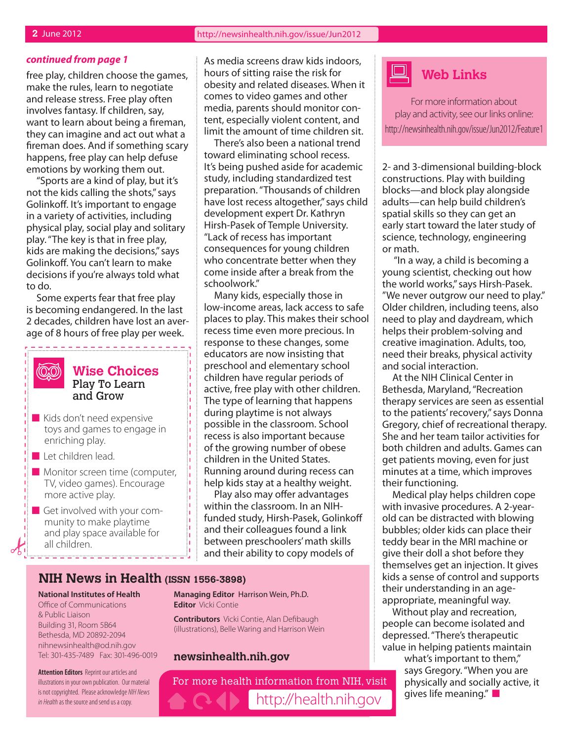*continued from page 1*

free play, children choose the games, make the rules, learn to negotiate and release stress. Free play often involves fantasy. If children, say, want to learn about being a fireman, they can imagine and act out what a fireman does. And if something scary happens, free play can help defuse emotions by working them out.

"Sports are a kind of play, but it's not the kids calling the shots," says Golinkoff. It's important to engage in a variety of activities, including physical play, social play and solitary play. "The key is that in free play, kids are making the decisions," says Golinkoff. You can't learn to make decisions if you're always told what to do.

Some experts fear that free play is becoming endangered. In the last 2 decades, children have lost an average of 8 hours of free play per week.

## Wise Choices

### Play To Learn and Grow

- Kids don't need expensive toys and games to engage in enriching play.
- Let children lead.
- Monitor screen time (computer, TV, video games). Encourage more active play.
- Get involved with your community to make playtime and play space available for all children.

As media screens draw kids indoors, hours of sitting raise the risk for obesity and related diseases. When it comes to video games and other media, parents should monitor content, especially violent content, and limit the amount of time children sit.

There's also been a national trend toward eliminating school recess. It's being pushed aside for academic study, including standardized test preparation. "Thousands of children have lost recess altogether," says child development expert Dr. Kathryn Hirsh-Pasek of Temple University. "Lack of recess has important consequences for young children who concentrate better when they come inside after a break from the schoolwork."

Many kids, especially those in low-income areas, lack access to safe places to play. This makes their school recess time even more precious. In response to these changes, some educators are now insisting that preschool and elementary school children have regular periods of active, free play with other children. The type of learning that happens during playtime is not always possible in the classroom. School recess is also important because of the growing number of obese children in the United States. Running around during recess can help kids stay at a healthy weight.

Play also may offer advantages within the classroom. In an NIH-funded study, Hirsh-Pasek, Golinkoff and their colleagues found a link between preschoolers' math skills and their ability to copy models of 2- and 3-dimensional building-block constructions. Play with building blocks—and block play alongside adults—can help build children's spatial skills so they can get an early start toward the later study of science, technology, engineering or math.

"In a way, a child is becoming a young scientist, checking out how the world works," says Hirsh-Pasek. "We never outgrow our need to play." Older children, including teens, also need to play and daydream, which helps their problem-solving and creative imagination. Adults, too, need their breaks, physical activity and social interaction.

At the NIH Clinical Center in Bethesda, Maryland, "Recreation therapy services are seen as essential to the patients' recovery," says Donna Gregory, chief of recreational therapy. She and her team tailor activities for both children and adults. Games can get patients moving, even for just minutes at a time, which improves their functioning.

Medical play helps children cope with invasive procedures. A 2-year-old can be distracted with blowing bubbles; older kids can place their teddy bear in the MRI machine or give their doll a shot before they themselves get an injection. It gives kids a sense of control and supports their understanding in an age-appropriate, meaningful way.

Without play and recreation, people can become isolated and depressed. "There's therapeutic value in helping patients maintain what's important to them," says Gregory. "When you are physically and socially active, it gives life meaning." ■

## Web Links

For more information about play and activity, see our links online:
http://newsinhealth.nih.gov/issue/Jun2012/Feature1

## NIH News in Health (ISSN 1556-3898)

**National Institutes of Health**
Office of Communications
& Public Liaison
Building 31, Room 5B64
Bethesda, MD 20892-2094
nihnewsinhealth@od.nih.gov
Tel: 301-435-7489 Fax: 301-496-0019

**Managing Editor** Harrison Wein, Ph.D.
**Editor** Vicki Contie

**Contributors** Vicki Contie, Alan Defibaugh (illustrations), Belle Waring and Harrison Wein

**newsinhealth.nih.gov**

**Attention Editors** Reprint our articles and illustrations in your own publication. Our material is not copyrighted. Please acknowledge *NIH News in Health* as the source and send us a copy.

For more health information from NIH, visit http://health.nih.gov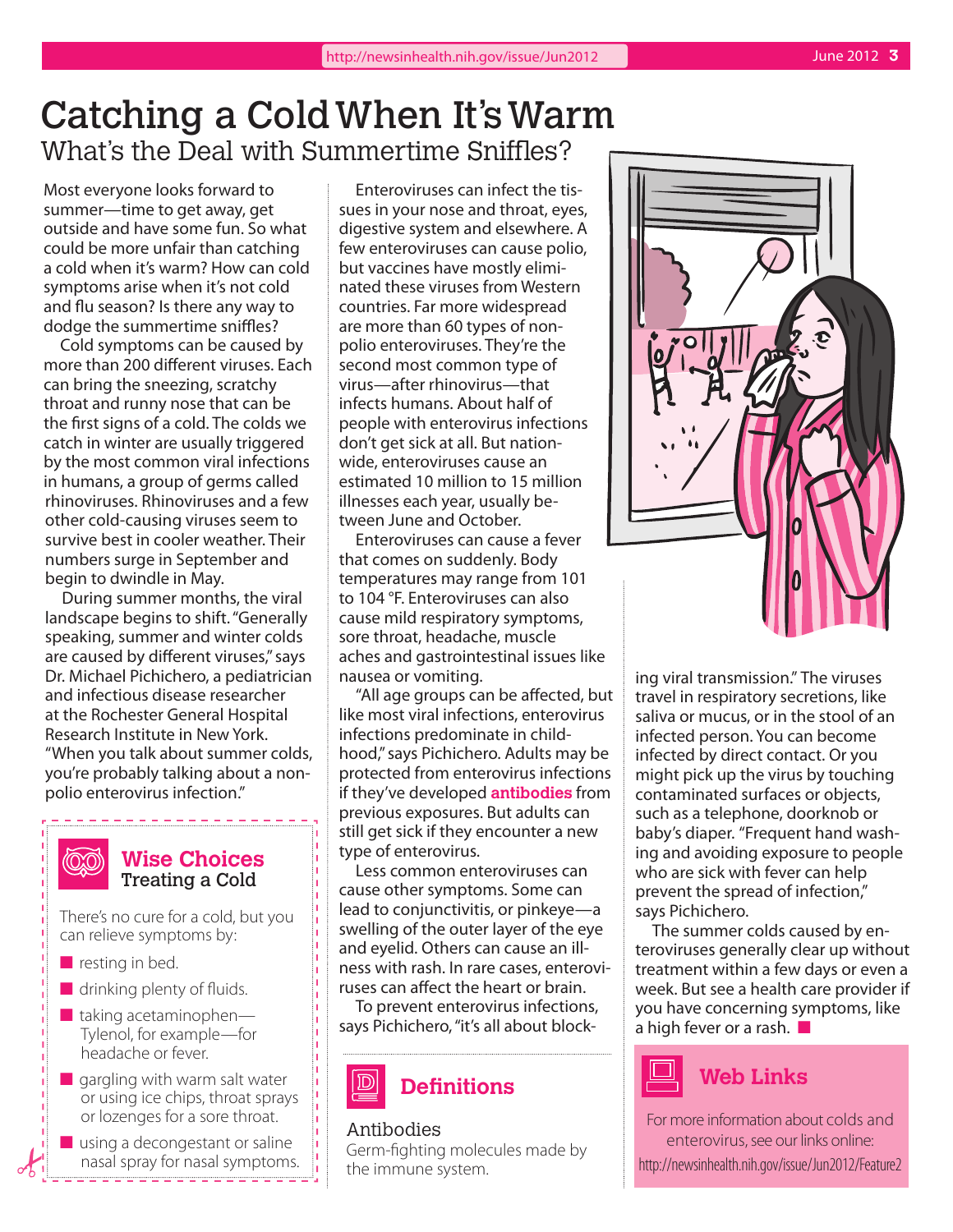# Catching a Cold When It's Warm

## What's the Deal with Summertime Sniffles?

Most everyone looks forward to summer—time to get away, get outside and have some fun. So what could be more unfair than catching a cold when it's warm? How can cold symptoms arise when it's not cold and flu season? Is there any way to dodge the summertime sniffles?

Cold symptoms can be caused by more than 200 different viruses. Each can bring the sneezing, scratchy throat and runny nose that can be the first signs of a cold. The colds we catch in winter are usually triggered by the most common viral infections in humans, a group of germs called rhinoviruses. Rhinoviruses and a few other cold-causing viruses seem to survive best in cooler weather. Their numbers surge in September and begin to dwindle in May.

During summer months, the viral landscape begins to shift. "Generally speaking, summer and winter colds are caused by different viruses," says Dr. Michael Pichichero, a pediatrician and infectious disease researcher at the Rochester General Hospital Research Institute in New York. "When you talk about summer colds, you're probably talking about a non-polio enterovirus infection."

Enteroviruses can infect the tissues in your nose and throat, eyes, digestive system and elsewhere. A few enteroviruses can cause polio, but vaccines have mostly eliminated these viruses from Western countries. Far more widespread are more than 60 types of non-polio enteroviruses. They're the second most common type of virus—after rhinovirus—that infects humans. About half of people with enterovirus infections don't get sick at all. But nationwide, enteroviruses cause an estimated 10 million to 15 million illnesses each year, usually between June and October.

Enteroviruses can cause a fever that comes on suddenly. Body temperatures may range from 101 to 104 °F. Enteroviruses can also cause mild respiratory symptoms, sore throat, headache, muscle aches and gastrointestinal issues like nausea or vomiting.

"All age groups can be affected, but like most viral infections, enterovirus infections predominate in childhood," says Pichichero. Adults may be protected from enterovirus infections if they've developed **antibodies** from previous exposures. But adults can still get sick if they encounter a new type of enterovirus.

Less common enteroviruses can cause other symptoms. Some can lead to conjunctivitis, or pinkeye—a swelling of the outer layer of the eye and eyelid. Others can cause an illness with rash. In rare cases, enteroviruses can affect the heart or brain.

To prevent enterovirus infections, says Pichichero, "it's all about blocking viral transmission." The viruses travel in respiratory secretions, like saliva or mucus, or in the stool of an infected person. You can become infected by direct contact. Or you might pick up the virus by touching contaminated surfaces or objects, such as a telephone, doorknob or baby's diaper. "Frequent hand washing and avoiding exposure to people who are sick with fever can help prevent the spread of infection," says Pichichero.

The summer colds caused by enteroviruses generally clear up without treatment within a few days or even a week. But see a health care provider if you have concerning symptoms, like a high fever or a rash. ■

### Wise Choices
**Treating a Cold**

There's no cure for a cold, but you can relieve symptoms by:

- resting in bed.
- drinking plenty of fluids.
- taking acetaminophen—Tylenol, for example—for headache or fever.
- gargling with warm salt water or using ice chips, throat sprays or lozenges for a sore throat.
- using a decongestant or saline nasal spray for nasal symptoms.

### Definitions

**Antibodies**
Germ-fighting molecules made by the immune system.

### Web Links

For more information about colds and enterovirus, see our links online:
http://newsinhealth.nih.gov/issue/Jun2012/Feature2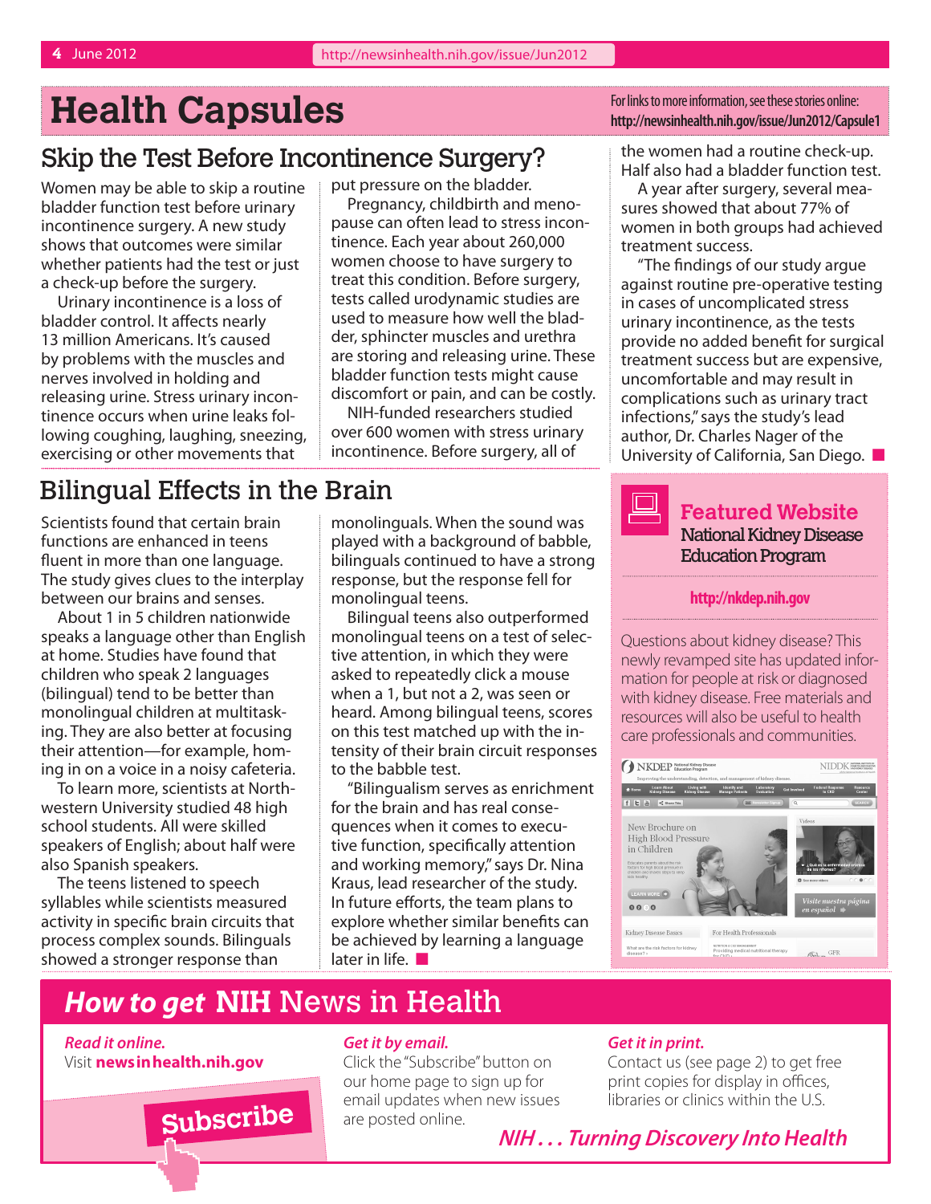# Health Capsules

For links to more information, see these stories online: **http://newsinhealth.nih.gov/issue/Jun2012/Capsule1**

## Skip the Test Before Incontinence Surgery?

Women may be able to skip a routine bladder function test before urinary incontinence surgery. A new study shows that outcomes were similar whether patients had the test or just a check-up before the surgery.

Urinary incontinence is a loss of bladder control. It affects nearly 13 million Americans. It's caused by problems with the muscles and nerves involved in holding and releasing urine. Stress urinary incontinence occurs when urine leaks following coughing, laughing, sneezing, exercising or other movements that put pressure on the bladder.

Pregnancy, childbirth and menopause can often lead to stress incontinence. Each year about 260,000 women choose to have surgery to treat this condition. Before surgery, tests called urodynamic studies are used to measure how well the bladder, sphincter muscles and urethra are storing and releasing urine. These bladder function tests might cause discomfort or pain, and can be costly.

NIH-funded researchers studied over 600 women with stress urinary incontinence. Before surgery, all of the women had a routine check-up. Half also had a bladder function test.

A year after surgery, several measures showed that about 77% of women in both groups had achieved treatment success.

"The findings of our study argue against routine pre-operative testing in cases of uncomplicated stress urinary incontinence, as the tests provide no added benefit for surgical treatment success but are expensive, uncomfortable and may result in complications such as urinary tract infections," says the study's lead author, Dr. Charles Nager of the University of California, San Diego.

## Bilingual Effects in the Brain

Scientists found that certain brain functions are enhanced in teens fluent in more than one language. The study gives clues to the interplay between our brains and senses.

About 1 in 5 children nationwide speaks a language other than English at home. Studies have found that children who speak 2 languages (bilingual) tend to be better than monolingual children at multitasking. They are also better at focusing their attention—for example, homing in on a voice in a noisy cafeteria.

To learn more, scientists at Northwestern University studied 48 high school students. All were skilled speakers of English; about half were also Spanish speakers.

The teens listened to speech syllables while scientists measured activity in specific brain circuits that process complex sounds. Bilinguals showed a stronger response than monolinguals. When the sound was played with a background of babble, bilinguals continued to have a strong response, but the response fell for monolingual teens.

Bilingual teens also outperformed monolingual teens on a test of selective attention, in which they were asked to repeatedly click a mouse when a 1, but not a 2, was seen or heard. Among bilingual teens, scores on this test matched up with the intensity of their brain circuit responses to the babble test.

"Bilingualism serves as enrichment for the brain and has real consequences when it comes to executive function, specifically attention and working memory," says Dr. Nina Kraus, lead researcher of the study. In future efforts, the team plans to explore whether similar benefits can be achieved by learning a language later in life.

## Featured Website

### National Kidney Disease Education Program

**http://nkdep.nih.gov**

Questions about kidney disease? This newly revamped site has updated information for people at risk or diagnosed with kidney disease. Free materials and resources will also be useful to health care professionals and communities.

## *How to get* NIH News in Health

***Read it online.***
Visit **newsinhealth.nih.gov**

**Subscribe**

***Get it by email.***
Click the "Subscribe" button on our home page to sign up for email updates when new issues are posted online.

***Get it in print.***
Contact us (see page 2) to get free print copies for display in offices, libraries or clinics within the U.S.

***NIH . . . Turning Discovery Into Health***